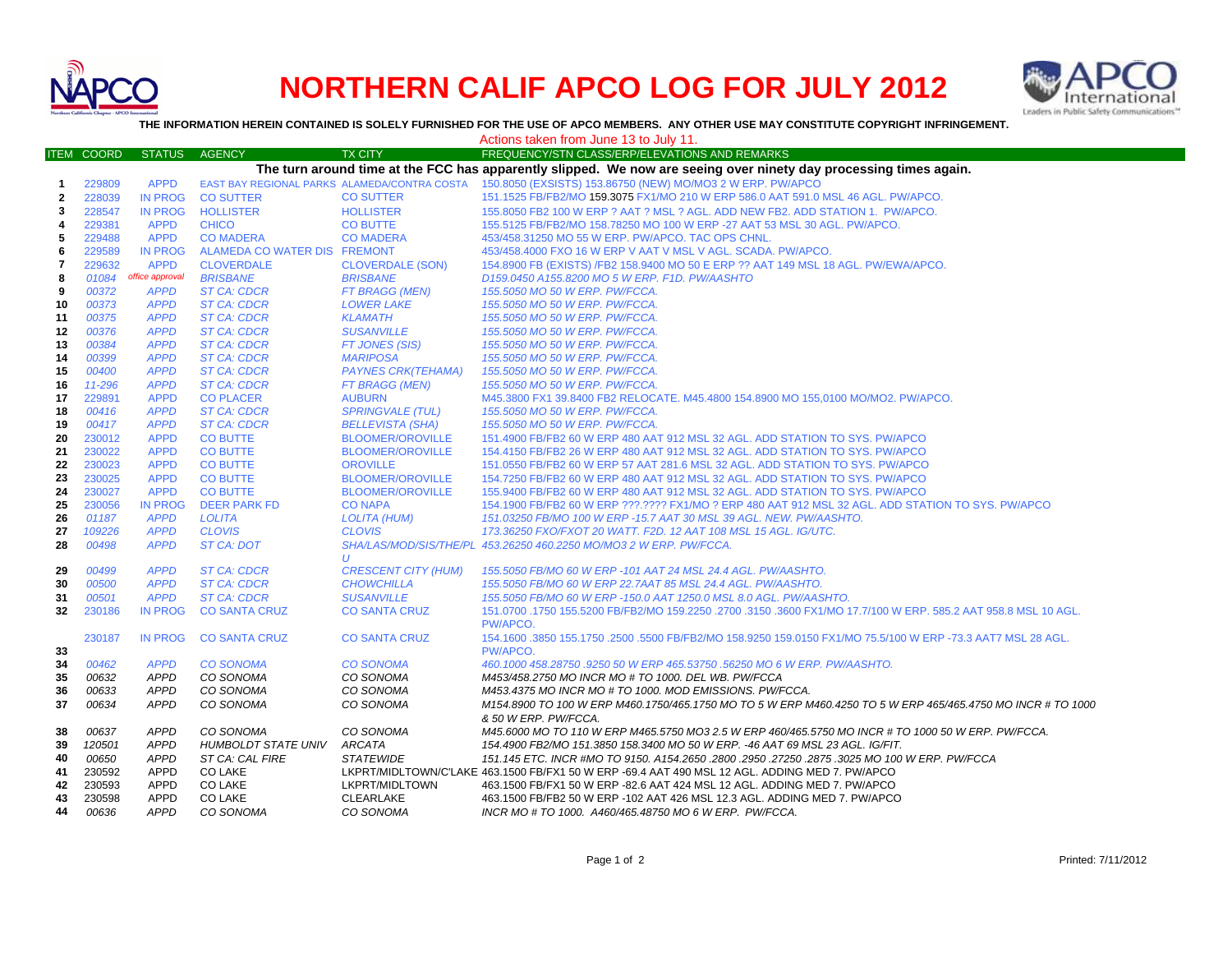# NORTHERN CALIF APCO LOG FOR JULY 2012

**THE INFORMATION HEREIN CONTAINED IS SOLELY FURNISHED FOR THE USE OF APCO MEMBERS. ANY OTHER USE MAY CONSTITUTE COPYRIGHT INFRINGEMENT.**

Actions taken from June 13 to July 11.

| ITEM | COORD | STATUS | AGENCY | TX CITY | FREQUENCY/STN CLASS/ERP/ELEVATIONS AND REMARKS |
|---|---|---|---|---|---|
| | | | | | **The turn around time at the FCC has apparently slipped. We now are seeing over ninety day processing times again.** |
| 1 | 229809 | APPD | EAST BAY REGIONAL PARKS | ALAMEDA/CONTRA COSTA | 150.8050 (EXSISTS) 153.86750 (NEW) MO/MO3 2 W ERP. PW/APCO |
| 2 | 228039 | IN PROG | CO SUTTER | CO SUTTER | 151.1525 FB/FB2/MO 159.3075 FX1/MO 210 W ERP 586.0 AAT 591.0 MSL 46 AGL. PW/APCO. |
| 3 | 228547 | IN PROG | HOLLISTER | HOLLISTER | 155.8050 FB2 100 W ERP ? AAT ? MSL ? AGL. ADD NEW FB2. ADD STATION 1. PW/APCO. |
| 4 | 229381 | APPD | CHICO | CO BUTTE | 155.5125 FB/FB2/MO 158.78250 MO 100 W ERP -27 AAT 53 MSL 30 AGL. PW/APCO. |
| 5 | 229488 | APPD | CO MADERA | CO MADERA | 453/458.31250 MO 55 W ERP. PW/APCO. TAC OPS CHNL. |
| 6 | 229589 | IN PROG | ALAMEDA CO WATER DIS | FREMONT | 453/458.4000 FXO 16 W ERP V AAT V MSL V AGL. SCADA. PW/APCO. |
| 7 | 229632 | APPD | CLOVERDALE | CLOVERDALE (SON) | 154.8900 FB (EXISTS) /FB2 158.9400 MO 50 E ERP ?? AAT 149 MSL 18 AGL. PW/EWA/APCO. |
| 8 | *01084* | *office approval* | *BRISBANE* | *BRISBANE* | *D159.0450 A155.8200 MO 5 W ERP. F1D. PW/AASHTO* |
| 9 | *00372* | *APPD* | *ST CA: CDCR* | *FT BRAGG (MEN)* | *155.5050 MO 50 W ERP. PW/FCCA.* |
| 10 | *00373* | *APPD* | *ST CA: CDCR* | *LOWER LAKE* | *155.5050 MO 50 W ERP. PW/FCCA.* |
| 11 | *00375* | *APPD* | *ST CA: CDCR* | *KLAMATH* | *155.5050 MO 50 W ERP. PW/FCCA.* |
| 12 | *00376* | *APPD* | *ST CA: CDCR* | *SUSANVILLE* | *155.5050 MO 50 W ERP. PW/FCCA.* |
| 13 | *00384* | *APPD* | *ST CA: CDCR* | *FT JONES (SIS)* | *155.5050 MO 50 W ERP. PW/FCCA.* |
| 14 | *00399* | *APPD* | *ST CA: CDCR* | *MARIPOSA* | *155.5050 MO 50 W ERP. PW/FCCA.* |
| 15 | *00400* | *APPD* | *ST CA: CDCR* | *PAYNES CRK(TEHAMA)* | *155.5050 MO 50 W ERP. PW/FCCA.* |
| 16 | *11-296* | *APPD* | *ST CA: CDCR* | *FT BRAGG (MEN)* | *155.5050 MO 50 W ERP. PW/FCCA.* |
| 17 | 229891 | APPD | CO PLACER | AUBURN | M45.3800 FX1 39.8400 FB2 RELOCATE. M45.4800 154.8900 MO 155,0100 MO/MO2. PW/APCO. |
| 18 | *00416* | *APPD* | *ST CA: CDCR* | *SPRINGVALE (TUL)* | *155.5050 MO 50 W ERP. PW/FCCA.* |
| 19 | *00417* | *APPD* | *ST CA: CDCR* | *BELLEVISTA (SHA)* | *155.5050 MO 50 W ERP. PW/FCCA.* |
| 20 | 230012 | APPD | CO BUTTE | BLOOMER/OROVILLE | 151.4900 FB/FB2 60 W ERP 480 AAT 912 MSL 32 AGL. ADD STATION TO SYS. PW/APCO |
| 21 | 230022 | APPD | CO BUTTE | BLOOMER/OROVILLE | 154.4150 FB/FB2 26 W ERP 480 AAT 912 MSL 32 AGL. ADD STATION TO SYS. PW/APCO |
| 22 | 230023 | APPD | CO BUTTE | OROVILLE | 151.0550 FB/FB2 60 W ERP 57 AAT 281.6 MSL 32 AGL. ADD STATION TO SYS. PW/APCO |
| 23 | 230025 | APPD | CO BUTTE | BLOOMER/OROVILLE | 154.7250 FB/FB2 60 W ERP 480 AAT 912 MSL 32 AGL. ADD STATION TO SYS. PW/APCO |
| 24 | 230027 | APPD | CO BUTTE | BLOOMER/OROVILLE | 155.9400 FB/FB2 60 W ERP 480 AAT 912 MSL 32 AGL. ADD STATION TO SYS. PW/APCO |
| 25 | 230056 | IN PROG | DEER PARK FD | CO NAPA | 154.1900 FB/FB2 60 W ERP ???.???? FX1/MO ? ERP 480 AAT 912 MSL 32 AGL. ADD STATION TO SYS. PW/APCO |
| 26 | *01187* | *APPD* | *LOLITA* | *LOLITA (HUM)* | *151.03250 FB/MO 100 W ERP -15.7 AAT 30 MSL 39 AGL. NEW. PW/AASHTO.* |
| 27 | *109226* | *APPD* | *CLOVIS* | *CLOVIS* | *173.36250 FXO/FXOT 20 WATT. F2D. 12 AAT 108 MSL 15 AGL. IG/UTC.* |
| 28 | *00498* | *APPD* | *ST CA: DOT* | *SHA/LAS/MOD/SIS/THE/PLU* | *453.26250 460.2250 MO/MO3 2 W ERP. PW/FCCA.* |
| 29 | *00499* | *APPD* | *ST CA: CDCR* | *CRESCENT CITY (HUM)* | *155.5050 FB/MO 60 W ERP -101 AAT 24 MSL 24.4 AGL. PW/AASHTO.* |
| 30 | *00500* | *APPD* | *ST CA: CDCR* | *CHOWCHILLA* | *155.5050 FB/MO 60 W ERP 22.7AAT 85 MSL 24.4 AGL. PW/AASHTO.* |
| 31 | *00501* | *APPD* | *ST CA: CDCR* | *SUSANVILLE* | *155.5050 FB/MO 60 W ERP -150.0 AAT 1250.0 MSL 8.0 AGL. PW/AASHTO.* |
| 32 | 230186 | IN PROG | CO SANTA CRUZ | CO SANTA CRUZ | 151.0700 .1750 155.5200 FB/FB2/MO 159.2250 .2700 .3150 .3600 FX1/MO 17.7/100 W ERP. 585.2 AAT 958.8 MSL 10 AGL. PW/APCO. |
| 33 | 230187 | IN PROG | CO SANTA CRUZ | CO SANTA CRUZ | 154.1600 .3850 155.1750 .2500 .5500 FB/FB2/MO 158.9250 159.0150 FX1/MO 75.5/100 W ERP -73.3 AAT7 MSL 28 AGL. PW/APCO. |
| 34 | *00462* | *APPD* | *CO SONOMA* | *CO SONOMA* | *460.1000 458.28750 .9250 50 W ERP 465.53750 .56250 MO 6 W ERP. PW/AASHTO.* |
| 35 | *00632* | *APPD* | *CO SONOMA* | *CO SONOMA* | *M453/458.2750 MO INCR MO # TO 1000. DEL WB. PW/FCCA* |
| 36 | *00633* | *APPD* | *CO SONOMA* | *CO SONOMA* | *M453.4375 MO INCR MO # TO 1000. MOD EMISSIONS. PW/FCCA.* |
| 37 | *00634* | *APPD* | *CO SONOMA* | *CO SONOMA* | *M154.8900 TO 100 W ERP M460.1750/465.1750 MO TO 5 W ERP M460.4250 TO 5 W ERP 465/465.4750 MO INCR # TO 1000 & 50 W ERP. PW/FCCA.* |
| 38 | *00637* | *APPD* | *CO SONOMA* | *CO SONOMA* | *M45.6000 MO TO 110 W ERP M465.5750 MO3 2.5 W ERP 460/465.5750 MO INCR # TO 1000 50 W ERP. PW/FCCA.* |
| 39 | *120501* | *APPD* | *HUMBOLDT STATE UNIV* | *ARCATA* | *154.4900 FB2/MO 151.3850 158.3400 MO 50 W ERP. -46 AAT 69 MSL 23 AGL. IG/FIT.* |
| 40 | *00650* | *APPD* | *ST CA: CAL FIRE* | *STATEWIDE* | *151.145 ETC. INCR #MO TO 9150. A154.2650 .2800 .2950 .27250 .2875 .3025 MO 100 W ERP. PW/FCCA* |
| 41 | 230592 | APPD | CO LAKE | LKPRT/MIDLTOWN/C'LAKE | 463.1500 FB/FX1 50 W ERP -69.4 AAT 490 MSL 12 AGL. ADDING MED 7. PW/APCO |
| 42 | 230593 | APPD | CO LAKE | LKPRT/MIDLTOWN | 463.1500 FB/FX1 50 W ERP -82.6 AAT 424 MSL 12 AGL. ADDING MED 7. PW/APCO |
| 43 | 230598 | APPD | CO LAKE | CLEARLAKE | 463.1500 FB/FB2 50 W ERP -102 AAT 426 MSL 12.3 AGL. ADDING MED 7. PW/APCO |
| 44 | *00636* | *APPD* | *CO SONOMA* | *CO SONOMA* | *INCR MO # TO 1000. A460/465.48750 MO 6 W ERP. PW/FCCA.* |

Printed: 7/11/2012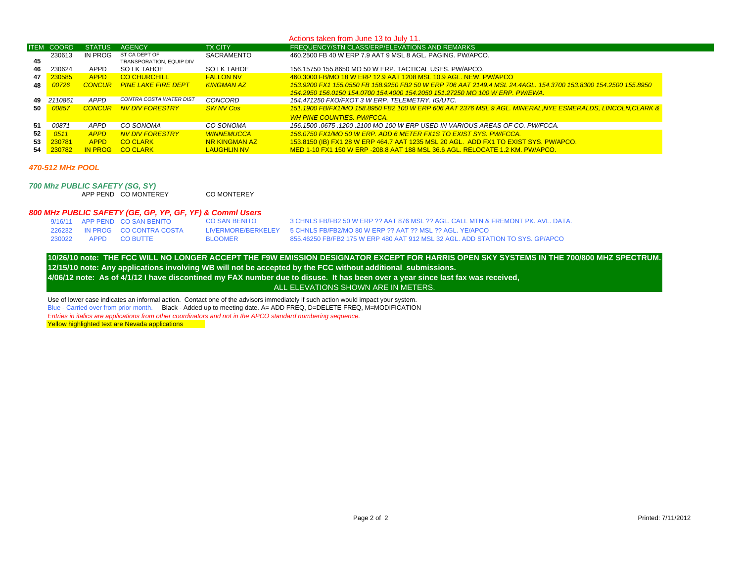Actions taken from June 13 to July 11.

| ITEM | COORD | STATUS | AGENCY | TX CITY | FREQUENCY/STN CLASS/ERP/ELEVATIONS AND REMARKS |
|---|---|---|---|---|---|
| 45 | 230613 | IN PROG | ST CA DEPT OF TRANSPORATION, EQUIP DIV | SACRAMENTO | 460.2500 FB 40 W ERP 7.9 AAT 9 MSL 8 AGL. PAGING. PW/APCO. |
| 46 | 230624 | APPD | SO LK TAHOE | SO LK TAHOE | 156.15750 155.8650 MO 50 W ERP. TACTICAL USES. PW/APCO. |
| 47 | 230585 | APPD | CO CHURCHILL | FALLON NV | 460.3000 FB/MO 18 W ERP 12.9 AAT 1208 MSL 10.9 AGL. NEW. PW/APCO |
| 48 | *00726* | *CONCUR* | *PINE LAKE FIRE DEPT* | *KINGMAN AZ* | *153.9200 FX1 155.0550 FB 158.9250 FB2 50 W ERP 706 AAT 2149.4 MSL 24.4AGL. 154.3700 153.8300 154.2500 155.8950 154.2950 156.0150 154.0700 154.4000 154.2050 151.27250 MO 100 W ERP. PW/EWA.* |
| 49 | *2110861* | *APPD* | *CONTRA COSTA WATER DIST* | *CONCORD* | *154.471250 FXO/FXOT 3 W ERP. TELEMETRY. IG/UTC.* |
| 50 | *00857* | *CONCUR* | *NV DIV FORESTRY* | *SW NV Cos* | *151.1900 FB/FX1/MO 158.8950 FB2 100 W ERP 606 AAT 2376 MSL 9 AGL. MINERAL,NYE ESMERALDS, LINCOLN,CLARK & WH PINE COUNTIES. PW/FCCA.* |
| 51 | *00871* | *APPD* | *CO SONOMA* | *CO SONOMA* | *156.1500 .0675 .1200 .2100 MO 100 W ERP USED IN VARIOUS AREAS OF CO. PW/FCCA.* |
| 52 | *0511* | *APPD* | *NV DIV FORESTRY* | *WINNEMUCCA* | *156.0750 FX1/MO 50 W ERP. ADD 6 METER FX1S TO EXIST SYS. PW/FCCA.* |
| 53 | 230781 | APPD | CO CLARK | NR KINGMAN AZ | 153.8150 (IB) FX1 28 W ERP 464.7 AAT 1235 MSL 20 AGL. ADD FX1 TO EXIST SYS. PW/APCO. |
| 54 | 230782 | IN PROG | CO CLARK | LAUGHLIN NV | MED 1-10 FX1 150 W ERP -208.8 AAT 188 MSL 36.6 AGL. RELOCATE 1.2 KM. PW/APCO. |

### *470-512 MHz POOL*

### *700 Mhz PUBLIC SAFETY (SG, SY)*

| | | | | |
|---|---|---|---|---|
| | APP PEND | CO MONTEREY | CO MONTEREY | |

### *800 MHz PUBLIC SAFETY (GE, GP, YP, GF, YF) & Comml Users*

| | | | | |
|---|---|---|---|---|
| 9/16/11 | APP PEND | CO SAN BENITO | CO SAN BENITO | 3 CHNLS FB/FB2 50 W ERP ?? AAT 876 MSL ?? AGL. CALL MTN & FREMONT PK. AVL. DATA. |
| 226232 | IN PROG | CO CONTRA COSTA | LIVERMORE/BERKELEY | 5 CHNLS FB/FB2/MO 80 W ERP ?? AAT ?? MSL ?? AGL. YE/APCO |
| 230022 | APPD | CO BUTTE | BLOOMER | 855.46250 FB/FB2 175 W ERP 480 AAT 912 MSL 32 AGL. ADD STATION TO SYS. GP/APCO |

**10/26/10 note: THE FCC WILL NO LONGER ACCEPT THE F9W EMISSION DESIGNATOR EXCEPT FOR HARRIS OPEN SKY SYSTEMS IN THE 700/800 MHZ SPECTRUM.**
**12/15/10 note: Any applications involving WB will not be accepted by the FCC without additional submissions.**
**4/06/12 note: As of 4/1/12 I have discontined my FAX number due to disuse. It has been over a year since last fax was received,**
ALL ELEVATIONS SHOWN ARE IN METERS.

Use of lower case indicates an informal action. Contact one of the advisors immediately if such action would impact your system.
Blue - Carried over from prior month. Black - Added up to meeting date. A= ADD FREQ, D=DELETE FREQ, M=MODIFICATION
*Entries in italics are applications from other coordinators and not in the APCO standard numbering sequence.*
Yellow highlighted text are Nevada applications

Printed: 7/11/2012